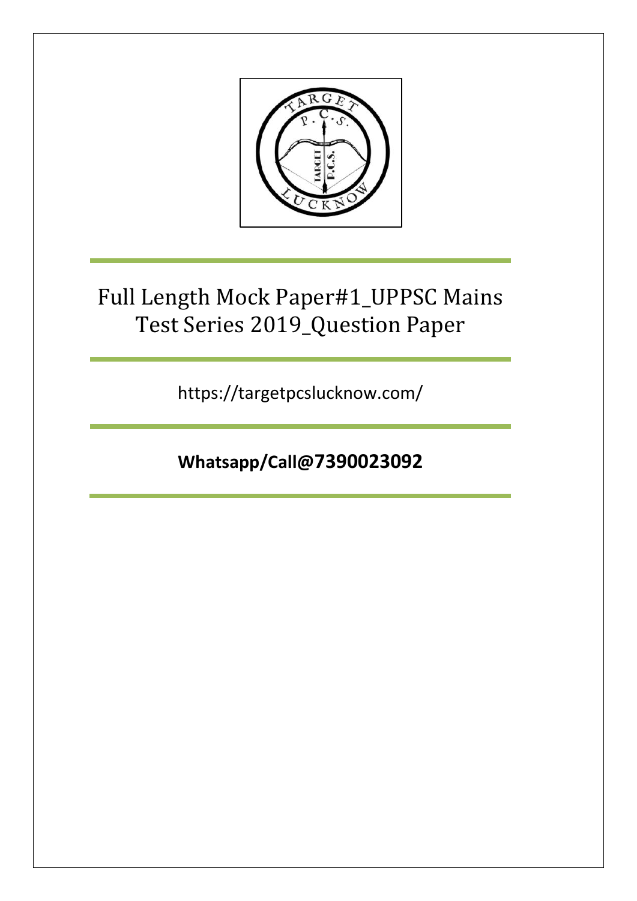# Full Length Mock Paper#1_UPPSC Mains Test Series 2019_Question Paper

https://targetpcslucknow.com/

**Whatsapp/Call@7390023092**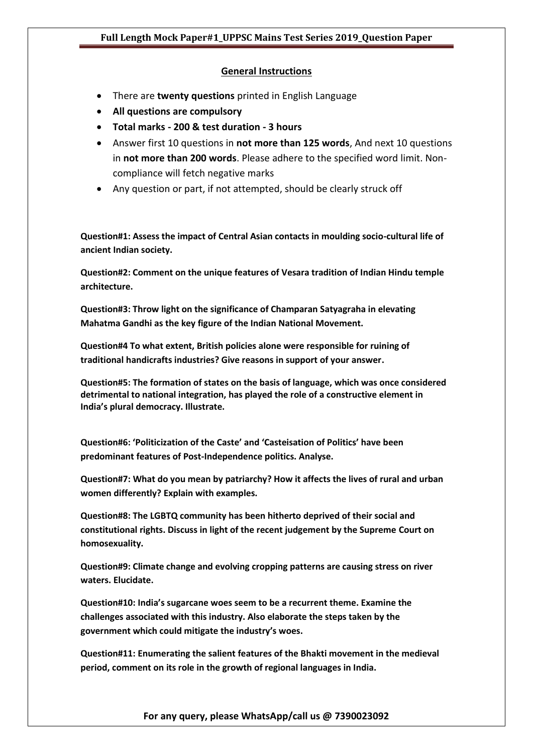## General Instructions

- There are **twenty questions** printed in English Language
- **All questions are compulsory**
- **Total marks - 200 & test duration - 3 hours**
- Answer first 10 questions in **not more than 125 words**, And next 10 questions in **not more than 200 words**. Please adhere to the specified word limit. Non-compliance will fetch negative marks
- Any question or part, if not attempted, should be clearly struck off

**Question#1: Assess the impact of Central Asian contacts in moulding socio-cultural life of ancient Indian society.**

**Question#2: Comment on the unique features of Vesara tradition of Indian Hindu temple architecture.**

**Question#3: Throw light on the significance of Champaran Satyagraha in elevating Mahatma Gandhi as the key figure of the Indian National Movement.**

**Question#4 To what extent, British policies alone were responsible for ruining of traditional handicrafts industries? Give reasons in support of your answer.**

**Question#5: The formation of states on the basis of language, which was once considered detrimental to national integration, has played the role of a constructive element in India's plural democracy. Illustrate.**

**Question#6: 'Politicization of the Caste' and 'Casteisation of Politics' have been predominant features of Post-Independence politics. Analyse.**

**Question#7: What do you mean by patriarchy? How it affects the lives of rural and urban women differently? Explain with examples.**

**Question#8: The LGBTQ community has been hitherto deprived of their social and constitutional rights. Discuss in light of the recent judgement by the Supreme Court on homosexuality.**

**Question#9: Climate change and evolving cropping patterns are causing stress on river waters. Elucidate.**

**Question#10: India's sugarcane woes seem to be a recurrent theme. Examine the challenges associated with this industry. Also elaborate the steps taken by the government which could mitigate the industry's woes.**

**Question#11: Enumerating the salient features of the Bhakti movement in the medieval period, comment on its role in the growth of regional languages in India.**

**For any query, please WhatsApp/call us @ 7390023092**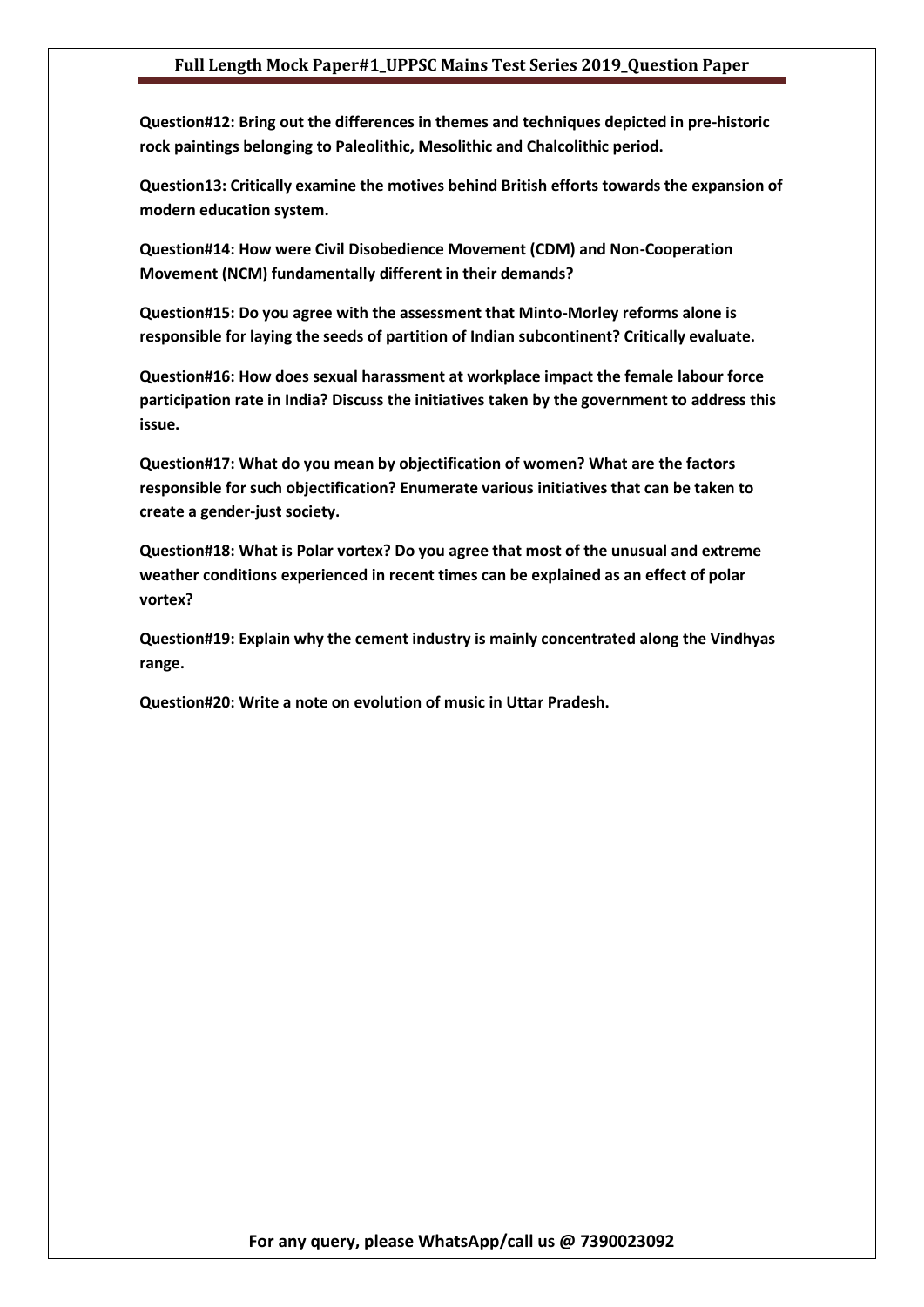**Question#12: Bring out the differences in themes and techniques depicted in pre-historic rock paintings belonging to Paleolithic, Mesolithic and Chalcolithic period.**

**Question13: Critically examine the motives behind British efforts towards the expansion of modern education system.**

**Question#14: How were Civil Disobedience Movement (CDM) and Non-Cooperation Movement (NCM) fundamentally different in their demands?**

**Question#15: Do you agree with the assessment that Minto-Morley reforms alone is responsible for laying the seeds of partition of Indian subcontinent? Critically evaluate.**

**Question#16: How does sexual harassment at workplace impact the female labour force participation rate in India? Discuss the initiatives taken by the government to address this issue.**

**Question#17: What do you mean by objectification of women? What are the factors responsible for such objectification? Enumerate various initiatives that can be taken to create a gender-just society.**

**Question#18: What is Polar vortex? Do you agree that most of the unusual and extreme weather conditions experienced in recent times can be explained as an effect of polar vortex?**

**Question#19: Explain why the cement industry is mainly concentrated along the Vindhyas range.**

**Question#20: Write a note on evolution of music in Uttar Pradesh.**